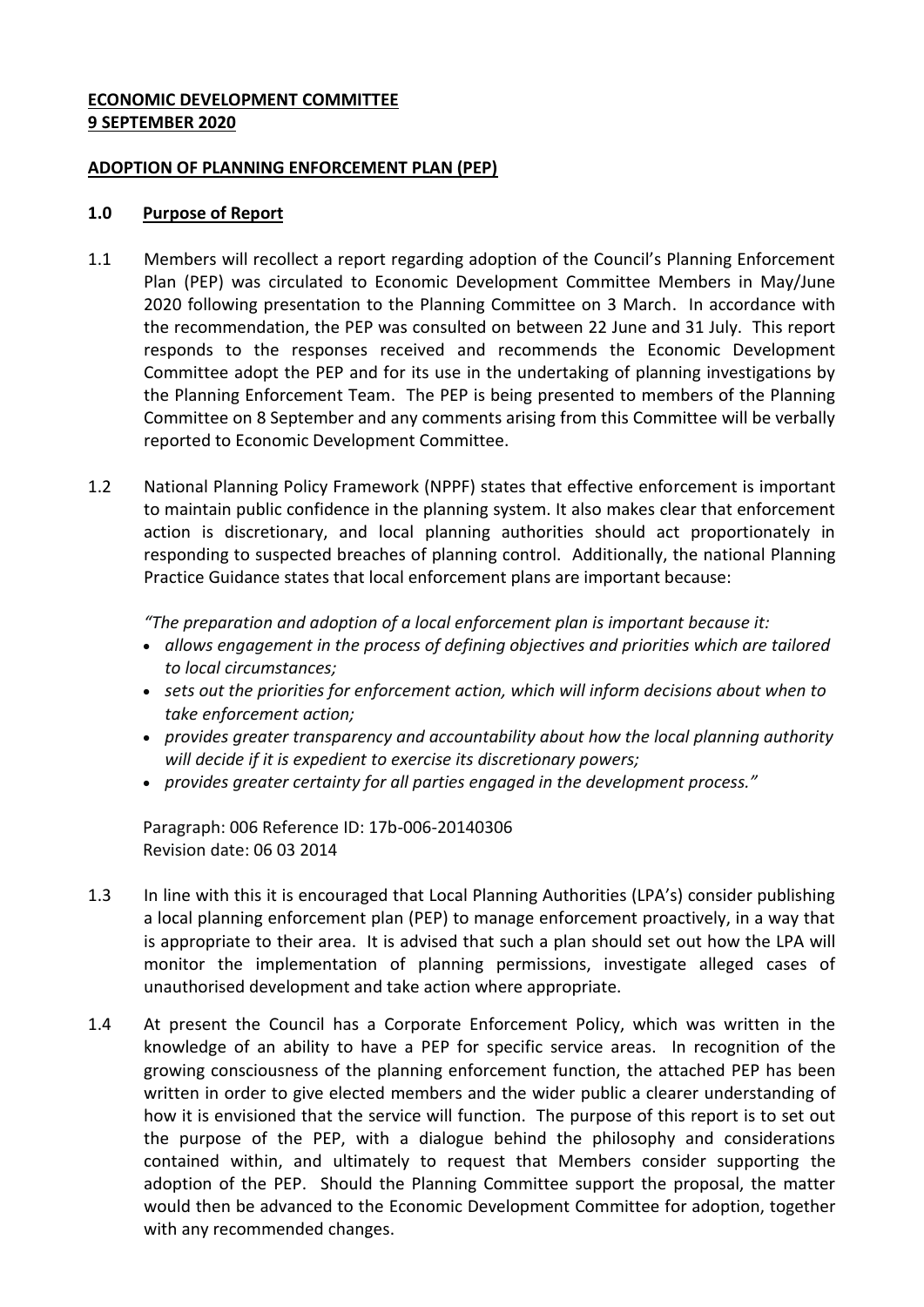**ECONOMIC DEVELOPMENT COMMITTEE**
**9 SEPTEMBER 2020**

**ADOPTION OF PLANNING ENFORCEMENT PLAN (PEP)**

## 1.0 Purpose of Report

1.1 Members will recollect a report regarding adoption of the Council's Planning Enforcement Plan (PEP) was circulated to Economic Development Committee Members in May/June 2020 following presentation to the Planning Committee on 3 March. In accordance with the recommendation, the PEP was consulted on between 22 June and 31 July. This report responds to the responses received and recommends the Economic Development Committee adopt the PEP and for its use in the undertaking of planning investigations by the Planning Enforcement Team. The PEP is being presented to members of the Planning Committee on 8 September and any comments arising from this Committee will be verbally reported to Economic Development Committee.

1.2 National Planning Policy Framework (NPPF) states that effective enforcement is important to maintain public confidence in the planning system. It also makes clear that enforcement action is discretionary, and local planning authorities should act proportionately in responding to suspected breaches of planning control. Additionally, the national Planning Practice Guidance states that local enforcement plans are important because:

*"The preparation and adoption of a local enforcement plan is important because it:*

- *allows engagement in the process of defining objectives and priorities which are tailored to local circumstances;*
- *sets out the priorities for enforcement action, which will inform decisions about when to take enforcement action;*
- *provides greater transparency and accountability about how the local planning authority will decide if it is expedient to exercise its discretionary powers;*
- *provides greater certainty for all parties engaged in the development process."*

Paragraph: 006 Reference ID: 17b-006-20140306
Revision date: 06 03 2014

1.3 In line with this it is encouraged that Local Planning Authorities (LPA's) consider publishing a local planning enforcement plan (PEP) to manage enforcement proactively, in a way that is appropriate to their area. It is advised that such a plan should set out how the LPA will monitor the implementation of planning permissions, investigate alleged cases of unauthorised development and take action where appropriate.

1.4 At present the Council has a Corporate Enforcement Policy, which was written in the knowledge of an ability to have a PEP for specific service areas. In recognition of the growing consciousness of the planning enforcement function, the attached PEP has been written in order to give elected members and the wider public a clearer understanding of how it is envisioned that the service will function. The purpose of this report is to set out the purpose of the PEP, with a dialogue behind the philosophy and considerations contained within, and ultimately to request that Members consider supporting the adoption of the PEP. Should the Planning Committee support the proposal, the matter would then be advanced to the Economic Development Committee for adoption, together with any recommended changes.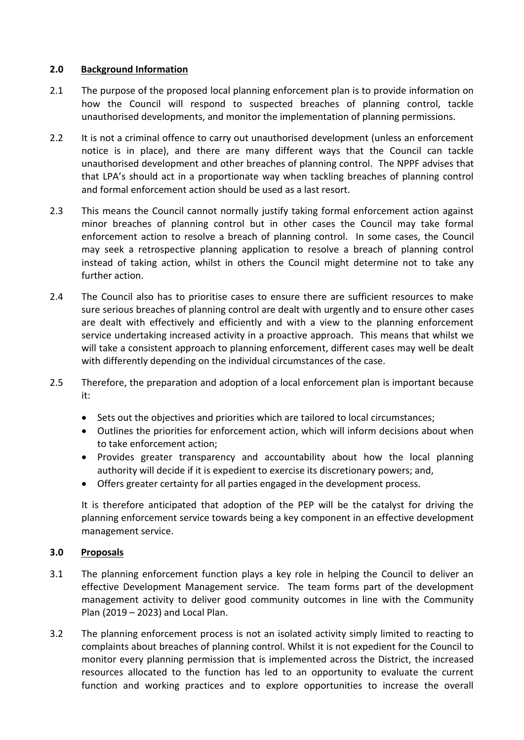## 2.0 Background Information

2.1 The purpose of the proposed local planning enforcement plan is to provide information on how the Council will respond to suspected breaches of planning control, tackle unauthorised developments, and monitor the implementation of planning permissions.

2.2 It is not a criminal offence to carry out unauthorised development (unless an enforcement notice is in place), and there are many different ways that the Council can tackle unauthorised development and other breaches of planning control. The NPPF advises that that LPA's should act in a proportionate way when tackling breaches of planning control and formal enforcement action should be used as a last resort.

2.3 This means the Council cannot normally justify taking formal enforcement action against minor breaches of planning control but in other cases the Council may take formal enforcement action to resolve a breach of planning control. In some cases, the Council may seek a retrospective planning application to resolve a breach of planning control instead of taking action, whilst in others the Council might determine not to take any further action.

2.4 The Council also has to prioritise cases to ensure there are sufficient resources to make sure serious breaches of planning control are dealt with urgently and to ensure other cases are dealt with effectively and efficiently and with a view to the planning enforcement service undertaking increased activity in a proactive approach. This means that whilst we will take a consistent approach to planning enforcement, different cases may well be dealt with differently depending on the individual circumstances of the case.

2.5 Therefore, the preparation and adoption of a local enforcement plan is important because it:

- Sets out the objectives and priorities which are tailored to local circumstances;
- Outlines the priorities for enforcement action, which will inform decisions about when to take enforcement action;
- Provides greater transparency and accountability about how the local planning authority will decide if it is expedient to exercise its discretionary powers; and,
- Offers greater certainty for all parties engaged in the development process.

It is therefore anticipated that adoption of the PEP will be the catalyst for driving the planning enforcement service towards being a key component in an effective development management service.

## 3.0 Proposals

3.1 The planning enforcement function plays a key role in helping the Council to deliver an effective Development Management service. The team forms part of the development management activity to deliver good community outcomes in line with the Community Plan (2019 – 2023) and Local Plan.

3.2 The planning enforcement process is not an isolated activity simply limited to reacting to complaints about breaches of planning control. Whilst it is not expedient for the Council to monitor every planning permission that is implemented across the District, the increased resources allocated to the function has led to an opportunity to evaluate the current function and working practices and to explore opportunities to increase the overall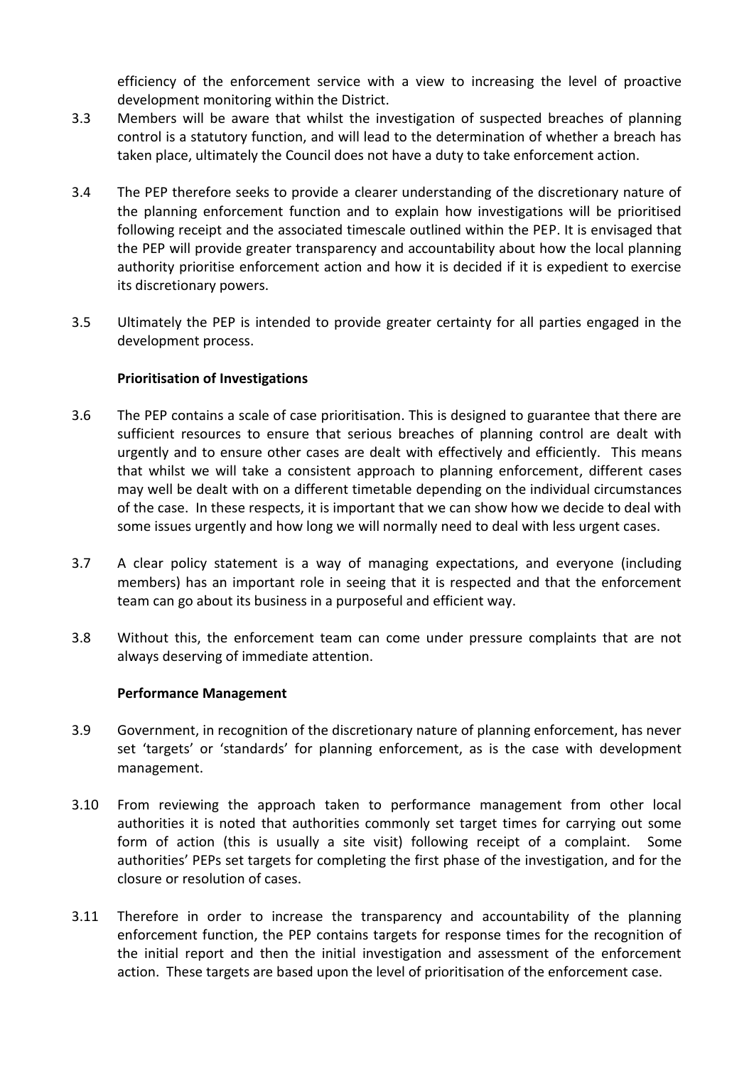efficiency of the enforcement service with a view to increasing the level of proactive development monitoring within the District.

3.3 Members will be aware that whilst the investigation of suspected breaches of planning control is a statutory function, and will lead to the determination of whether a breach has taken place, ultimately the Council does not have a duty to take enforcement action.

3.4 The PEP therefore seeks to provide a clearer understanding of the discretionary nature of the planning enforcement function and to explain how investigations will be prioritised following receipt and the associated timescale outlined within the PEP. It is envisaged that the PEP will provide greater transparency and accountability about how the local planning authority prioritise enforcement action and how it is decided if it is expedient to exercise its discretionary powers.

3.5 Ultimately the PEP is intended to provide greater certainty for all parties engaged in the development process.

**Prioritisation of Investigations**

3.6 The PEP contains a scale of case prioritisation. This is designed to guarantee that there are sufficient resources to ensure that serious breaches of planning control are dealt with urgently and to ensure other cases are dealt with effectively and efficiently. This means that whilst we will take a consistent approach to planning enforcement, different cases may well be dealt with on a different timetable depending on the individual circumstances of the case. In these respects, it is important that we can show how we decide to deal with some issues urgently and how long we will normally need to deal with less urgent cases.

3.7 A clear policy statement is a way of managing expectations, and everyone (including members) has an important role in seeing that it is respected and that the enforcement team can go about its business in a purposeful and efficient way.

3.8 Without this, the enforcement team can come under pressure complaints that are not always deserving of immediate attention.

**Performance Management**

3.9 Government, in recognition of the discretionary nature of planning enforcement, has never set 'targets' or 'standards' for planning enforcement, as is the case with development management.

3.10 From reviewing the approach taken to performance management from other local authorities it is noted that authorities commonly set target times for carrying out some form of action (this is usually a site visit) following receipt of a complaint. Some authorities' PEPs set targets for completing the first phase of the investigation, and for the closure or resolution of cases.

3.11 Therefore in order to increase the transparency and accountability of the planning enforcement function, the PEP contains targets for response times for the recognition of the initial report and then the initial investigation and assessment of the enforcement action. These targets are based upon the level of prioritisation of the enforcement case.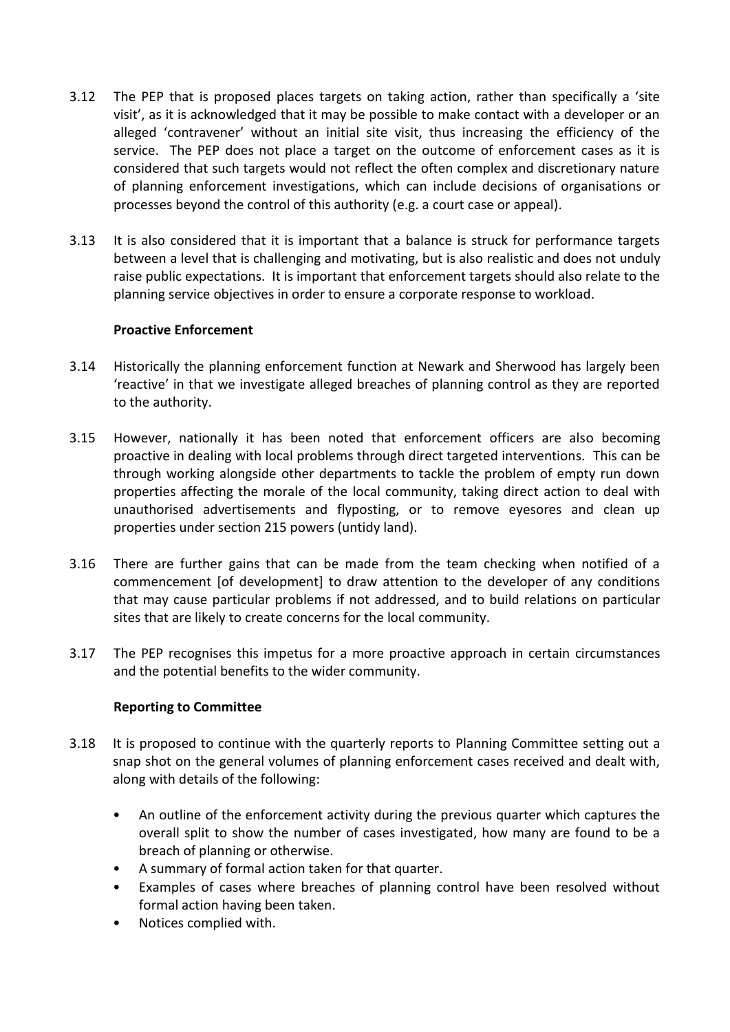3.12 The PEP that is proposed places targets on taking action, rather than specifically a 'site visit', as it is acknowledged that it may be possible to make contact with a developer or an alleged 'contravener' without an initial site visit, thus increasing the efficiency of the service. The PEP does not place a target on the outcome of enforcement cases as it is considered that such targets would not reflect the often complex and discretionary nature of planning enforcement investigations, which can include decisions of organisations or processes beyond the control of this authority (e.g. a court case or appeal).

3.13 It is also considered that it is important that a balance is struck for performance targets between a level that is challenging and motivating, but is also realistic and does not unduly raise public expectations. It is important that enforcement targets should also relate to the planning service objectives in order to ensure a corporate response to workload.

**Proactive Enforcement**

3.14 Historically the planning enforcement function at Newark and Sherwood has largely been 'reactive' in that we investigate alleged breaches of planning control as they are reported to the authority.

3.15 However, nationally it has been noted that enforcement officers are also becoming proactive in dealing with local problems through direct targeted interventions. This can be through working alongside other departments to tackle the problem of empty run down properties affecting the morale of the local community, taking direct action to deal with unauthorised advertisements and flyposting, or to remove eyesores and clean up properties under section 215 powers (untidy land).

3.16 There are further gains that can be made from the team checking when notified of a commencement [of development] to draw attention to the developer of any conditions that may cause particular problems if not addressed, and to build relations on particular sites that are likely to create concerns for the local community.

3.17 The PEP recognises this impetus for a more proactive approach in certain circumstances and the potential benefits to the wider community.

**Reporting to Committee**

3.18 It is proposed to continue with the quarterly reports to Planning Committee setting out a snap shot on the general volumes of planning enforcement cases received and dealt with, along with details of the following:

- An outline of the enforcement activity during the previous quarter which captures the overall split to show the number of cases investigated, how many are found to be a breach of planning or otherwise.
- A summary of formal action taken for that quarter.
- Examples of cases where breaches of planning control have been resolved without formal action having been taken.
- Notices complied with.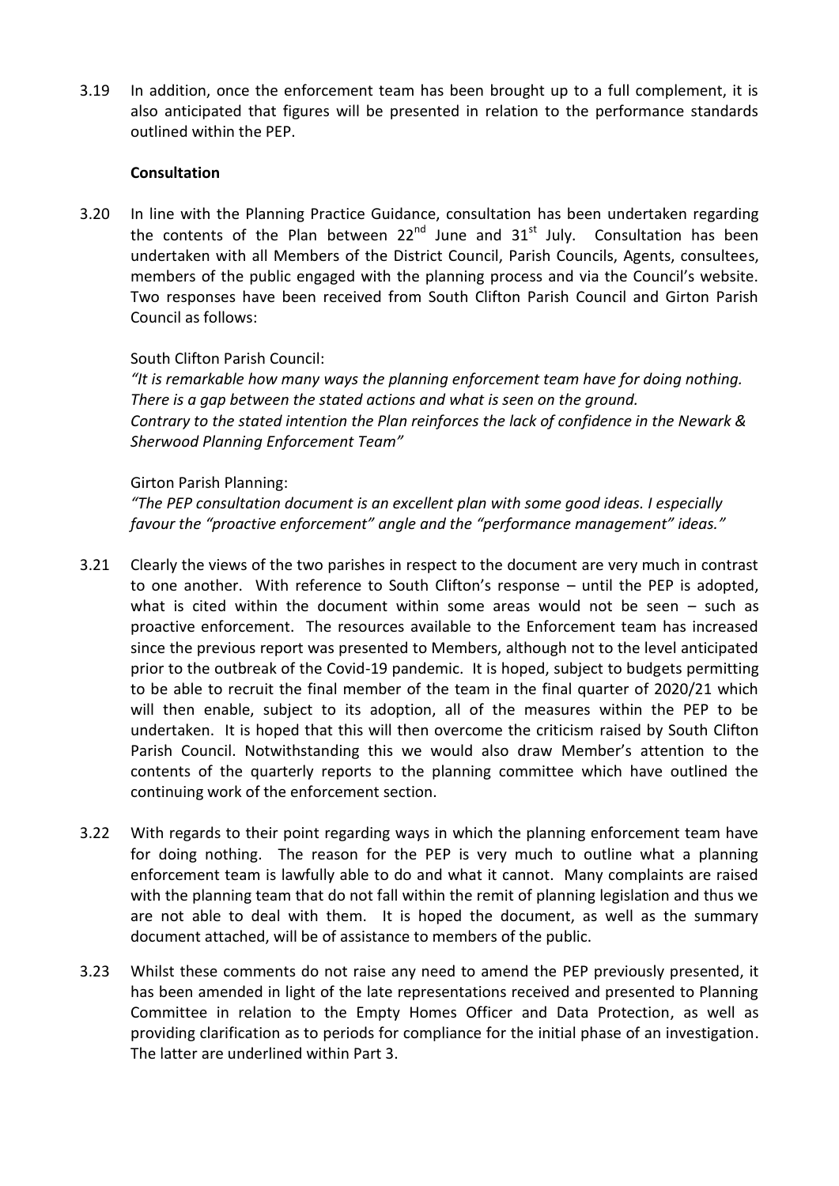3.19 In addition, once the enforcement team has been brought up to a full complement, it is also anticipated that figures will be presented in relation to the performance standards outlined within the PEP.

**Consultation**

3.20 In line with the Planning Practice Guidance, consultation has been undertaken regarding the contents of the Plan between 22nd June and 31st July. Consultation has been undertaken with all Members of the District Council, Parish Councils, Agents, consultees, members of the public engaged with the planning process and via the Council's website. Two responses have been received from South Clifton Parish Council and Girton Parish Council as follows:

South Clifton Parish Council:
*"It is remarkable how many ways the planning enforcement team have for doing nothing. There is a gap between the stated actions and what is seen on the ground. Contrary to the stated intention the Plan reinforces the lack of confidence in the Newark & Sherwood Planning Enforcement Team"*

Girton Parish Planning:
*"The PEP consultation document is an excellent plan with some good ideas. I especially favour the "proactive enforcement" angle and the "performance management" ideas."*

3.21 Clearly the views of the two parishes in respect to the document are very much in contrast to one another. With reference to South Clifton's response – until the PEP is adopted, what is cited within the document within some areas would not be seen – such as proactive enforcement. The resources available to the Enforcement team has increased since the previous report was presented to Members, although not to the level anticipated prior to the outbreak of the Covid-19 pandemic. It is hoped, subject to budgets permitting to be able to recruit the final member of the team in the final quarter of 2020/21 which will then enable, subject to its adoption, all of the measures within the PEP to be undertaken. It is hoped that this will then overcome the criticism raised by South Clifton Parish Council. Notwithstanding this we would also draw Member's attention to the contents of the quarterly reports to the planning committee which have outlined the continuing work of the enforcement section.

3.22 With regards to their point regarding ways in which the planning enforcement team have for doing nothing. The reason for the PEP is very much to outline what a planning enforcement team is lawfully able to do and what it cannot. Many complaints are raised with the planning team that do not fall within the remit of planning legislation and thus we are not able to deal with them. It is hoped the document, as well as the summary document attached, will be of assistance to members of the public.

3.23 Whilst these comments do not raise any need to amend the PEP previously presented, it has been amended in light of the late representations received and presented to Planning Committee in relation to the Empty Homes Officer and Data Protection, as well as providing clarification as to periods for compliance for the initial phase of an investigation. The latter are underlined within Part 3.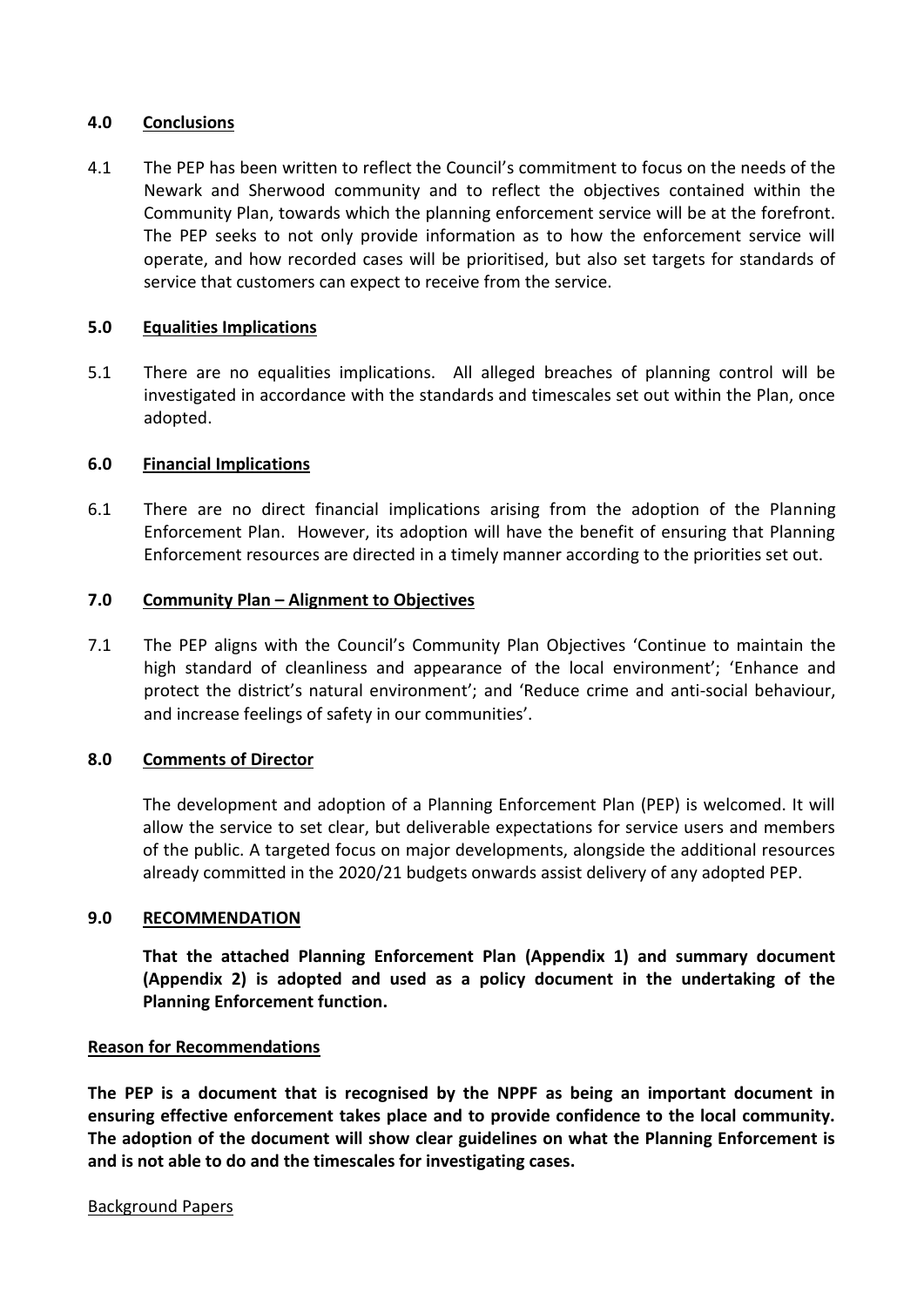## 4.0 Conclusions

4.1 The PEP has been written to reflect the Council's commitment to focus on the needs of the Newark and Sherwood community and to reflect the objectives contained within the Community Plan, towards which the planning enforcement service will be at the forefront. The PEP seeks to not only provide information as to how the enforcement service will operate, and how recorded cases will be prioritised, but also set targets for standards of service that customers can expect to receive from the service.

## 5.0 Equalities Implications

5.1 There are no equalities implications. All alleged breaches of planning control will be investigated in accordance with the standards and timescales set out within the Plan, once adopted.

## 6.0 Financial Implications

6.1 There are no direct financial implications arising from the adoption of the Planning Enforcement Plan. However, its adoption will have the benefit of ensuring that Planning Enforcement resources are directed in a timely manner according to the priorities set out.

## 7.0 Community Plan – Alignment to Objectives

7.1 The PEP aligns with the Council's Community Plan Objectives 'Continue to maintain the high standard of cleanliness and appearance of the local environment'; 'Enhance and protect the district's natural environment'; and 'Reduce crime and anti-social behaviour, and increase feelings of safety in our communities'.

## 8.0 Comments of Director

The development and adoption of a Planning Enforcement Plan (PEP) is welcomed. It will allow the service to set clear, but deliverable expectations for service users and members of the public. A targeted focus on major developments, alongside the additional resources already committed in the 2020/21 budgets onwards assist delivery of any adopted PEP.

## 9.0 RECOMMENDATION

**That the attached Planning Enforcement Plan (Appendix 1) and summary document (Appendix 2) is adopted and used as a policy document in the undertaking of the Planning Enforcement function.**

**Reason for Recommendations**

**The PEP is a document that is recognised by the NPPF as being an important document in ensuring effective enforcement takes place and to provide confidence to the local community. The adoption of the document will show clear guidelines on what the Planning Enforcement is and is not able to do and the timescales for investigating cases.**

Background Papers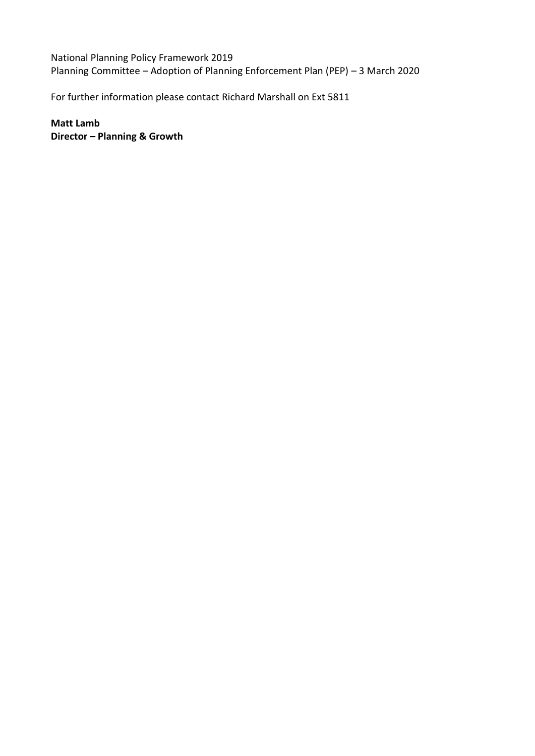National Planning Policy Framework 2019
Planning Committee – Adoption of Planning Enforcement Plan (PEP) – 3 March 2020

For further information please contact Richard Marshall on Ext 5811

**Matt Lamb**
**Director – Planning & Growth**